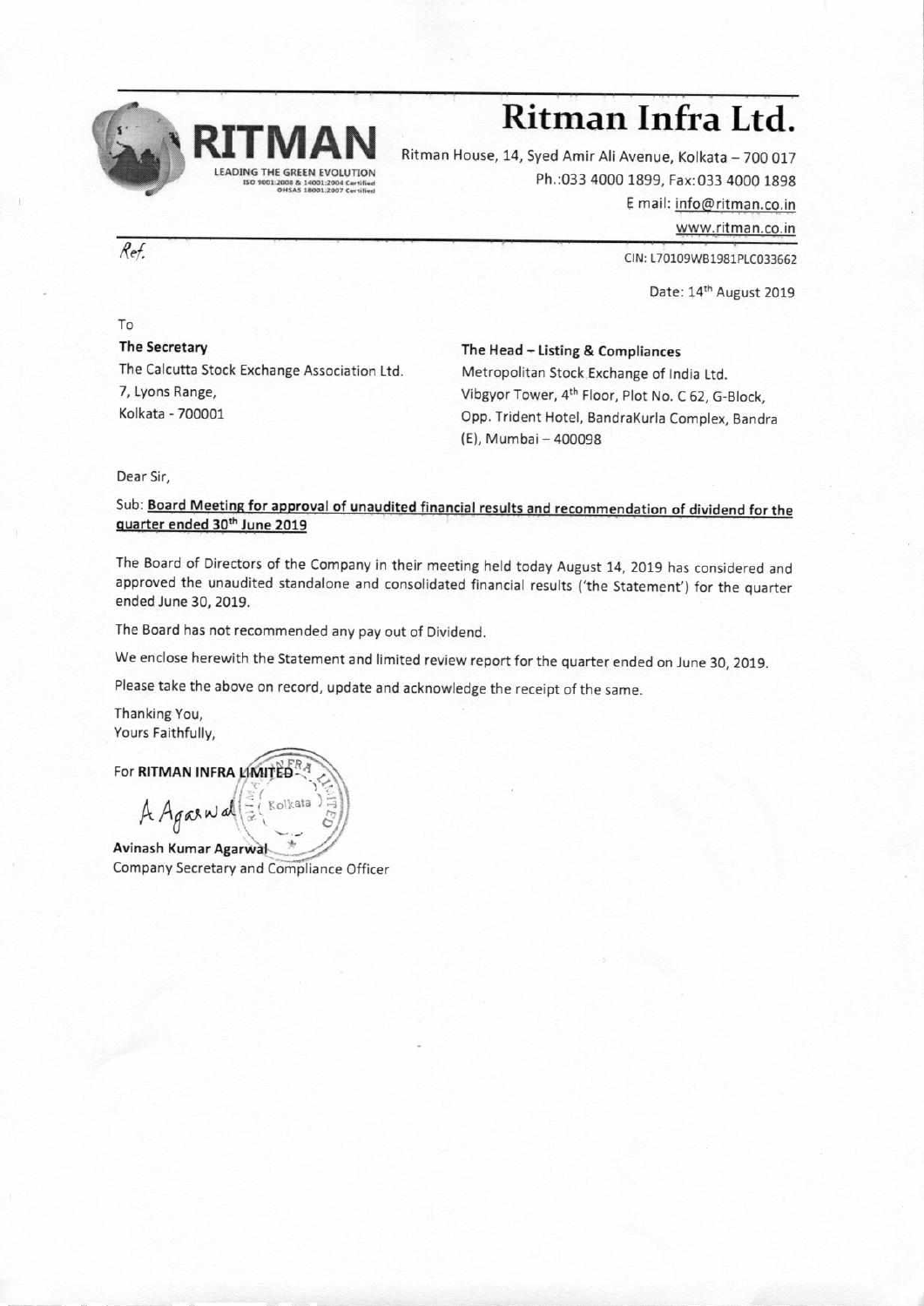# Ritman Infra Ltd.

RITMAN
LEADING THE GREEN EVOLUTION
ISO 9001:2008 & 14001:2004 Certified
OHSAS 18001:2007 Certified

Ritman House, 14, Syed Amir Ali Avenue, Kolkata – 700 017
Ph.:033 4000 1899, Fax:033 4000 1898
E mail: info@ritman.co.in
www.ritman.co.in

Ref.

CIN: L70109WB1981PLC033662

Date: 14th August 2019

To

**The Secretary**
The Calcutta Stock Exchange Association Ltd.
7, Lyons Range,
Kolkata - 700001

**The Head – Listing & Compliances**
Metropolitan Stock Exchange of India Ltd.
Vibgyor Tower, 4th Floor, Plot No. C 62, G-Block,
Opp. Trident Hotel, BandraKurla Complex, Bandra
(E), Mumbai – 400098

Dear Sir,

Sub: **Board Meeting for approval of unaudited financial results and recommendation of dividend for the quarter ended 30th June 2019**

The Board of Directors of the Company in their meeting held today August 14, 2019 has considered and approved the unaudited standalone and consolidated financial results ('the Statement') for the quarter ended June 30, 2019.

The Board has not recommended any pay out of Dividend.

We enclose herewith the Statement and limited review report for the quarter ended on June 30, 2019.

Please take the above on record, update and acknowledge the receipt of the same.

Thanking You,
Yours Faithfully,

For **RITMAN INFRA LIMITED**

A Agarwal

**Avinash Kumar Agarwal**
Company Secretary and Compliance Officer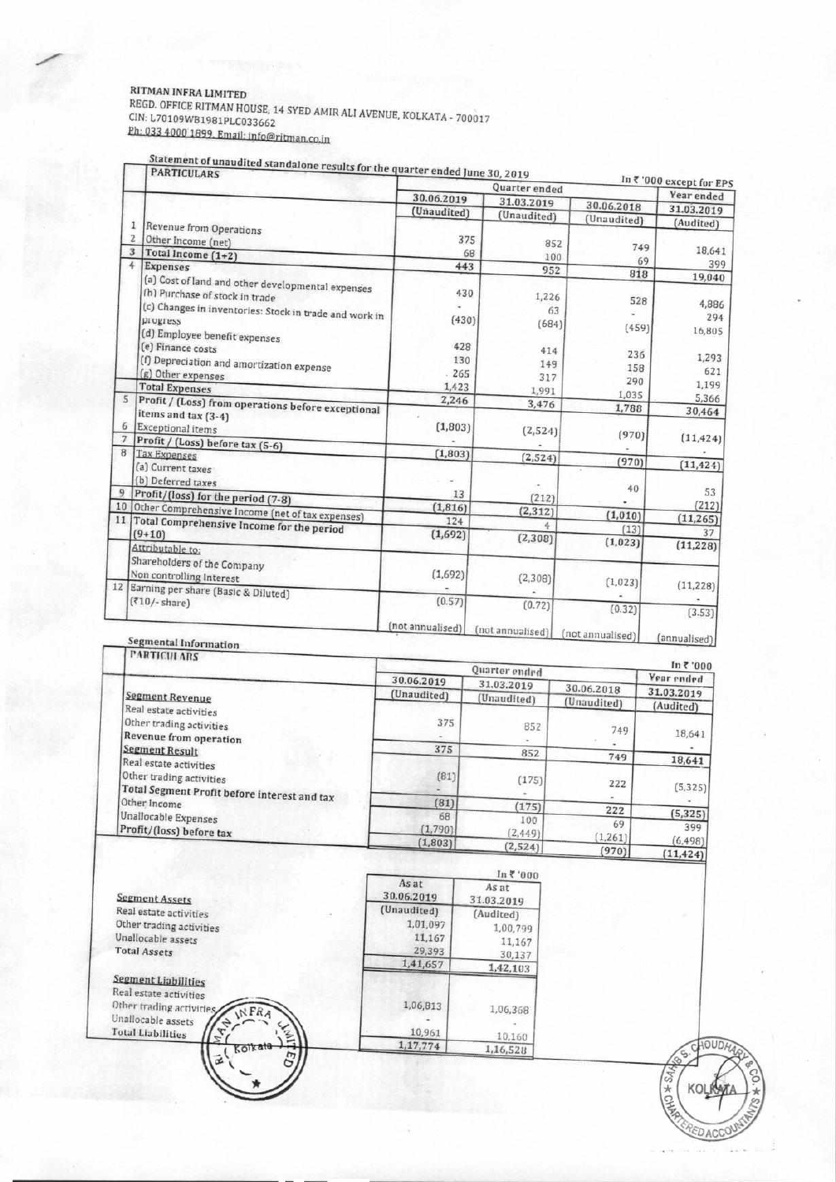RITMAN INFRA LIMITED
REGD. OFFICE RITMAN HOUSE, 14 SYED AMIR ALI AVENUE, KOLKATA - 700017
CIN: L70109WB1981PLC033662
Ph: 033 4000 1899. Email: info@ritman.co.in

Statement of unaudited standalone results for the quarter ended June 30, 2019

In ₹ '000 except for EPS

| | PARTICULARS | Quarter ended | | | Year ended |
|---|---|---|---|---|---|
| | | 30.06.2019 | 31.03.2019 | 30.06.2018 | 31.03.2019 |
| | | (Unaudited) | (Unaudited) | (Unaudited) | (Audited) |
| 1 | Revenue from Operations | 375 | 852 | 749 | 18,641 |
| 2 | Other Income (net) | 68 | 100 | 69 | 399 |
| 3 | Total Income (1+2) | 443 | 952 | 818 | 19,040 |
| 4 | Expenses | | | | |
| | (a) Cost of land and other developmental expenses | 430 | 1,226 | 528 | 4,886 |
| | (b) Purchase of stock in trade | - | 63 | - | 294 |
| | (c) Changes in inventories: Stock in trade and work in progress | (430) | (684) | (459) | 16,805 |
| | (d) Employee benefit expenses | 428 | 414 | 236 | 1,293 |
| | (e) Finance costs | 130 | 149 | 158 | 621 |
| | (f) Depreciation and amortization expense | 265 | 317 | 290 | 1,199 |
| | (g) Other expenses | 1,423 | 1,991 | 1,035 | 5,366 |
| | Total Expenses | 2,246 | 3,476 | 1,788 | 30,464 |
| 5 | Profit / (Loss) from operations before exceptional items and tax (3-4) | (1,803) | (2,524) | (970) | (11,424) |
| 6 | Exceptional items | - | - | - | - |
| 7 | Profit / (Loss) before tax (5-6) | (1,803) | (2,524) | (970) | (11,424) |
| 8 | Tax Expenses | | | | |
| | (a) Current taxes | - | - | 40 | 53 |
| | (b) Deferred taxes | 13 | (212) | - | (212) |
| 9 | Profit/(loss) for the period (7-8) | (1,816) | (2,312) | (1,010) | (11,265) |
| 10 | Other Comprehensive Income (net of tax expenses) | 124 | 4 | (13) | 37 |
| 11 | Total Comprehensive Income for the period (9+10) | (1,692) | (2,308) | (1,023) | (11,228) |
| | Attributable to: | | | | |
| | Shareholders of the Company | (1,692) | (2,308) | (1,023) | (11,228) |
| | Non controlling Interest | - | - | - | - |
| 12 | Earning per share (Basic & Diluted) (₹10/- share) | (0.57) | (0.72) | (0.32) | (3.53) |
| | | (not annualised) | (not annualised) | (not annualised) | (annualised) |

Segmental Information

In ₹ '000

| PARTICULARS | Quarter ended | | | Year ended |
|---|---|---|---|---|
| | 30.06.2019 | 31.03.2019 | 30.06.2018 | 31.03.2019 |
| | (Unaudited) | (Unaudited) | (Unaudited) | (Audited) |
| **Segment Revenue** | | | | |
| Real estate activities | 375 | 852 | 749 | 18,641 |
| Other trading activities | - | - | - | - |
| **Revenue from operation** | 375 | 852 | 749 | 18,641 |
| **Segment Result** | | | | |
| Real estate activities | (81) | (175) | 222 | (5,325) |
| Other trading activities | - | - | - | - |
| **Total Segment Profit before interest and tax** | (81) | (175) | 222 | (5,325) |
| Other Income | 68 | 100 | 69 | 399 |
| Unallocable Expenses | (1,790) | (2,449) | (1,261) | (6,498) |
| Profit/(loss) before tax | (1,803) | (2,524) | (970) | (11,424) |

In ₹ '000

| | As at 30.06.2019 | As at 31.03.2019 |
|---|---|---|
| | (Unaudited) | (Audited) |
| **Segment Assets** | | |
| Real estate activities | 1,01,097 | 1,00,799 |
| Other trading activities | 11,167 | 11,167 |
| Unallocable assets | 29,393 | 30,137 |
| Total Assets | 1,41,657 | 1,42,103 |
| **Segment Liabilities** | | |
| Real estate activities | 1,06,813 | 1,06,368 |
| Other trading activities | - | - |
| Unallocable assets | 10,961 | 10,160 |
| Total Liabilities | 1,17,774 | 1,16,528 |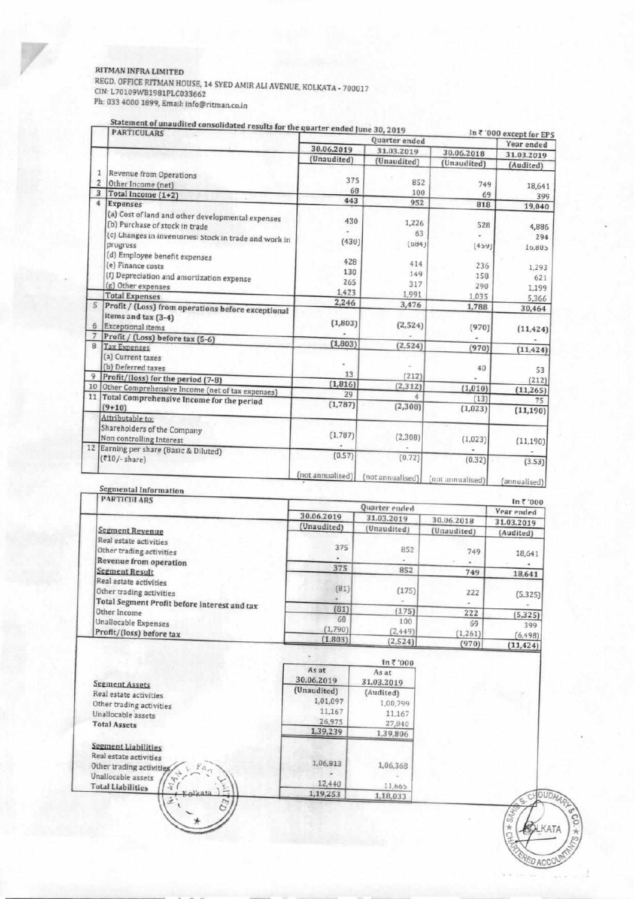RITMAN INFRA LIMITED

REGD. OFFICE RITMAN HOUSE, 14 SYED AMIR ALI AVENUE, KOLKATA - 700017

CIN: L70109WB1981PLC033662

Ph: 033 4000 1899, Email: info@ritman.co.in

Statement of unaudited consolidated results for the quarter ended June 30, 2019

In ₹ '000 except for EPS

| | PARTICULARS | Quarter ended | | | Year ended |
|---|---|---|---|---|---|
| | | 30.06.2019 | 31.03.2019 | 30.06.2018 | 31.03.2019 |
| | | (Unaudited) | (Unaudited) | (Unaudited) | (Audited) |
| 1 | Revenue from Operations | 375 | 852 | 749 | 18,641 |
| 2 | Other Income (net) | 68 | 100 | 69 | 399 |
| 3 | Total Income (1+2) | 443 | 952 | 818 | 19,040 |
| 4 | Expenses | | | | |
| | (a) Cost of land and other developmental expenses | 430 | 1,226 | 528 | 4,886 |
| | (b) Purchase of stock in trade | - | 63 | - | 294 |
| | (c) Changes in inventories: Stock in trade and work in progress | (430) | (684) | (459) | 16,805 |
| | (d) Employee benefit expenses | 428 | 414 | 236 | 1,293 |
| | (e) Finance costs | 130 | 149 | 158 | 621 |
| | (f) Depreciation and amortization expense | 265 | 317 | 290 | 1,199 |
| | (g) Other expenses | 1,423 | 1,991 | 1,035 | 5,366 |
| | Total Expenses | 2,246 | 3,476 | 1,788 | 30,464 |
| 5 | Profit / (Loss) from operations before exceptional items and tax (3-4) | (1,803) | (2,524) | (970) | (11,424) |
| 6 | Exceptional items | - | - | - | - |
| 7 | Profit / (Loss) before tax (5-6) | (1,803) | (2,524) | (970) | (11,424) |
| 8 | Tax Expenses | | | | |
| | (a) Current taxes | - | - | 40 | 53 |
| | (b) Deferred taxes | 13 | (212) | - | (212) |
| 9 | Profit/(loss) for the period (7-8) | (1,816) | (2,312) | (1,010) | (11,265) |
| 10 | Other Comprehensive Income (net of tax expenses) | 29 | 4 | (13) | 75 |
| 11 | Total Comprehensive Income for the period (9+10) | (1,787) | (2,308) | (1,023) | (11,190) |
| | Attributable to: | | | | |
| | Shareholders of the Company | (1,787) | (2,308) | (1,023) | (11,190) |
| | Non controlling Interest | - | - | - | - |
| 12 | Earning per share (Basic & Diluted) (₹10/- share) | (0.57) | (0.72) | (0.32) | (3.53) |
| | | (not annualised) | (not annualised) | (not annualised) | (annualised) |

Segmental Information

In ₹ '000

| PARTICULARS | Quarter ended | | | Year ended |
|---|---|---|---|---|
| | 30.06.2019 | 31.03.2019 | 30.06.2018 | 31.03.2019 |
| | (Unaudited) | (Unaudited) | (Unaudited) | (Audited) |
| Segment Revenue | | | | |
| Real estate activities | 375 | 852 | 749 | 18,641 |
| Other trading activities | - | - | - | - |
| Revenue from operation | 375 | 852 | 749 | 18,641 |
| Segment Result | | | | |
| Real estate activities | (81) | (175) | 222 | (5,325) |
| Other trading activities | - | - | - | - |
| Total Segment Profit before interest and tax | (81) | (175) | 222 | (5,325) |
| Other Income | 68 | 100 | 69 | 399 |
| Unallocable Expenses | (1,790) | (2,449) | (1,261) | (6,498) |
| Profit/(loss) before tax | (1,803) | (2,524) | (970) | (11,424) |

In ₹ '000

| | As at 30.06.2019 | As at 31.03.2019 |
|---|---|---|
| | (Unaudited) | (Audited) |
| Segment Assets | | |
| Real estate activities | 1,01,097 | 1,00,799 |
| Other trading activities | 11,167 | 11,167 |
| Unallocable assets | 26,975 | 27,840 |
| Total Assets | 1,39,239 | 1,39,806 |
| Segment Liabilities | | |
| Real estate activities | 1,06,813 | 1,06,368 |
| Other trading activities | - | - |
| Unallocable assets | 12,440 | 11,665 |
| Total Liabilities | 1,19,253 | 1,18,033 |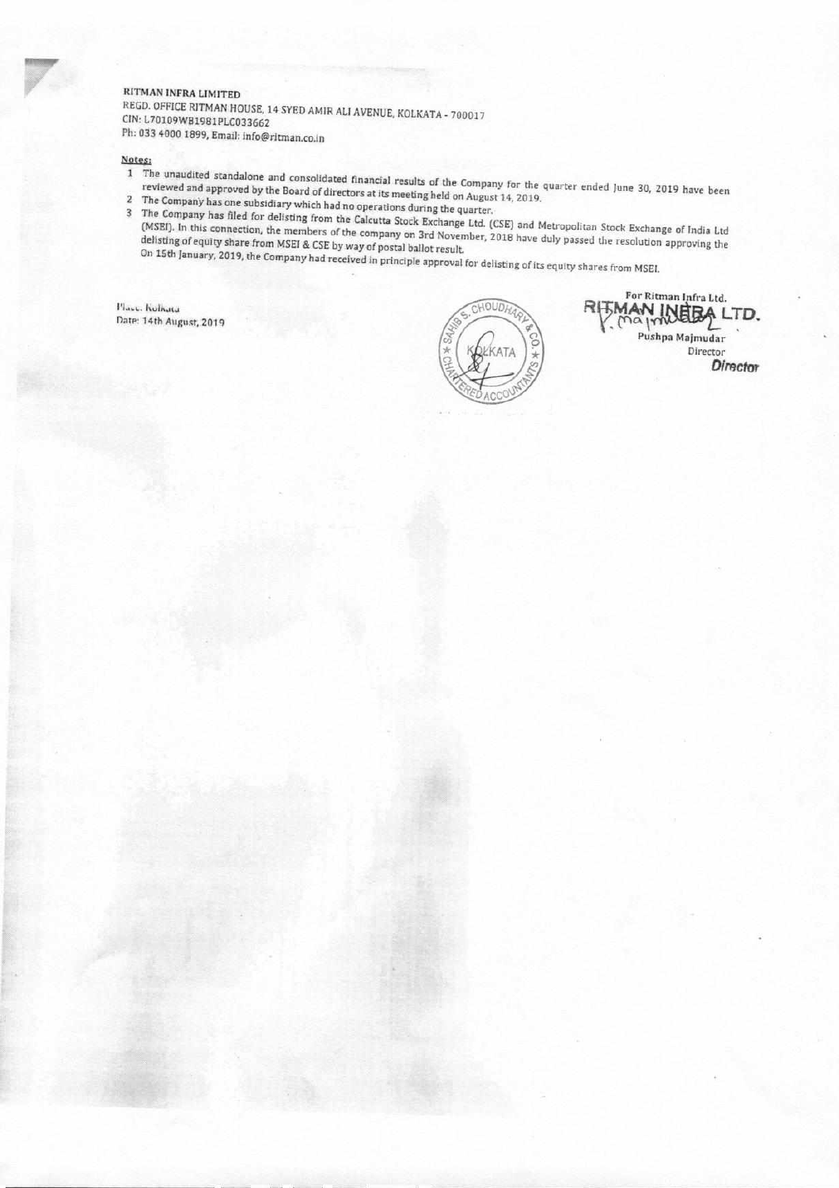**RITMAN INFRA LIMITED**
REGD. OFFICE RITMAN HOUSE, 14 SYED AMIR ALI AVENUE, KOLKATA - 700017
CIN: L70109WB1981PLC033662
Ph: 033 4000 1899, Email: info@ritman.co.in

**Notes:**

1. The unaudited standalone and consolidated financial results of the Company for the quarter ended June 30, 2019 have been reviewed and approved by the Board of directors at its meeting held on August 14, 2019.
2. The Company has one subsidiary which had no operations during the quarter.
3. The Company has filed for delisting from the Calcutta Stock Exchange Ltd. (CSE) and Metropolitan Stock Exchange of India Ltd (MSEI). In this connection, the members of the company on 3rd November, 2018 have duly passed the resolution approving the delisting of equity share from MSEI & CSE by way of postal ballot result.
   On 15th January, 2019, the Company had received in principle approval for delisting of its equity shares from MSEI.

Place: Kolkata
Date: 14th August, 2019

For Ritman Infra Ltd.
RITMAN INFRA LTD.

Pushpa Majmudar
Director
Director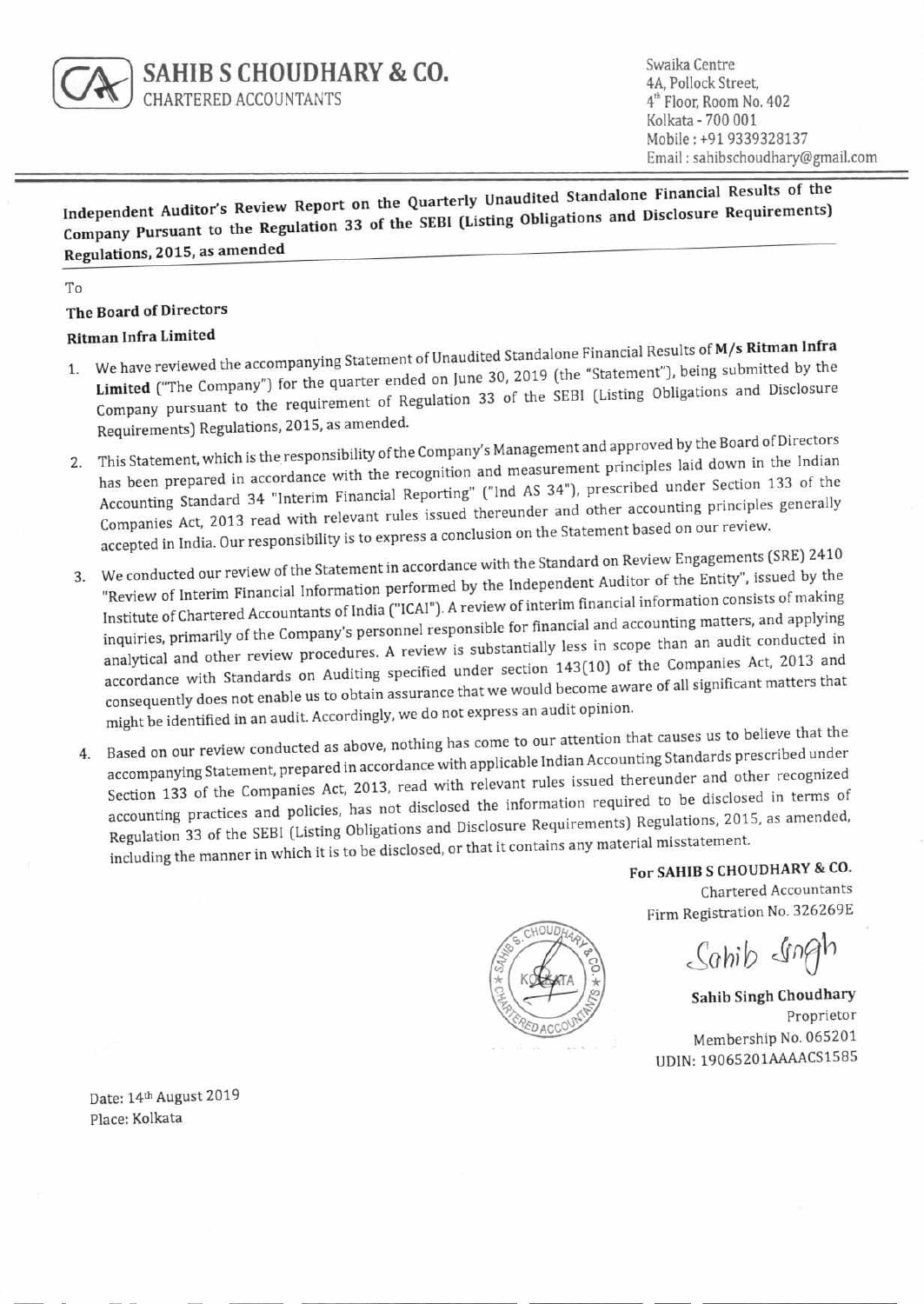**SAHIB S CHOUDHARY & CO.**
CHARTERED ACCOUNTANTS

Swaika Centre
4A, Pollock Street,
4th Floor, Room No. 402
Kolkata - 700 001
Mobile : +91 9339328137
Email : sahibschoudhary@gmail.com

**Independent Auditor's Review Report on the Quarterly Unaudited Standalone Financial Results of the Company Pursuant to the Regulation 33 of the SEBI (Listing Obligations and Disclosure Requirements) Regulations, 2015, as amended**

To

**The Board of Directors**

**Ritman Infra Limited**

1. We have reviewed the accompanying Statement of Unaudited Standalone Financial Results of **M/s Ritman Infra Limited** ("The Company") for the quarter ended on June 30, 2019 (the "Statement"), being submitted by the Company pursuant to the requirement of Regulation 33 of the SEBI (Listing Obligations and Disclosure Requirements) Regulations, 2015, as amended.

2. This Statement, which is the responsibility of the Company's Management and approved by the Board of Directors has been prepared in accordance with the recognition and measurement principles laid down in the Indian Accounting Standard 34 "Interim Financial Reporting" ("Ind AS 34"), prescribed under Section 133 of the Companies Act, 2013 read with relevant rules issued thereunder and other accounting principles generally accepted in India. Our responsibility is to express a conclusion on the Statement based on our review.

3. We conducted our review of the Statement in accordance with the Standard on Review Engagements (SRE) 2410 "Review of Interim Financial Information performed by the Independent Auditor of the Entity", issued by the Institute of Chartered Accountants of India ("ICAI"). A review of interim financial information consists of making inquiries, primarily of the Company's personnel responsible for financial and accounting matters, and applying analytical and other review procedures. A review is substantially less in scope than an audit conducted in accordance with Standards on Auditing specified under section 143(10) of the Companies Act, 2013 and consequently does not enable us to obtain assurance that we would become aware of all significant matters that might be identified in an audit. Accordingly, we do not express an audit opinion.

4. Based on our review conducted as above, nothing has come to our attention that causes us to believe that the accompanying Statement, prepared in accordance with applicable Indian Accounting Standards prescribed under Section 133 of the Companies Act, 2013, read with relevant rules issued thereunder and other recognized accounting practices and policies, has not disclosed the information required to be disclosed in terms of Regulation 33 of the SEBI (Listing Obligations and Disclosure Requirements) Regulations, 2015, as amended, including the manner in which it is to be disclosed, or that it contains any material misstatement.

**For SAHIB S CHOUDHARY & CO.**
Chartered Accountants
Firm Registration No. 326269E

Sahib Singh

**Sahib Singh Choudhary**
Proprietor
Membership No. 065201
UDIN: 19065201AAAACS1585

Date: 14th August 2019
Place: Kolkata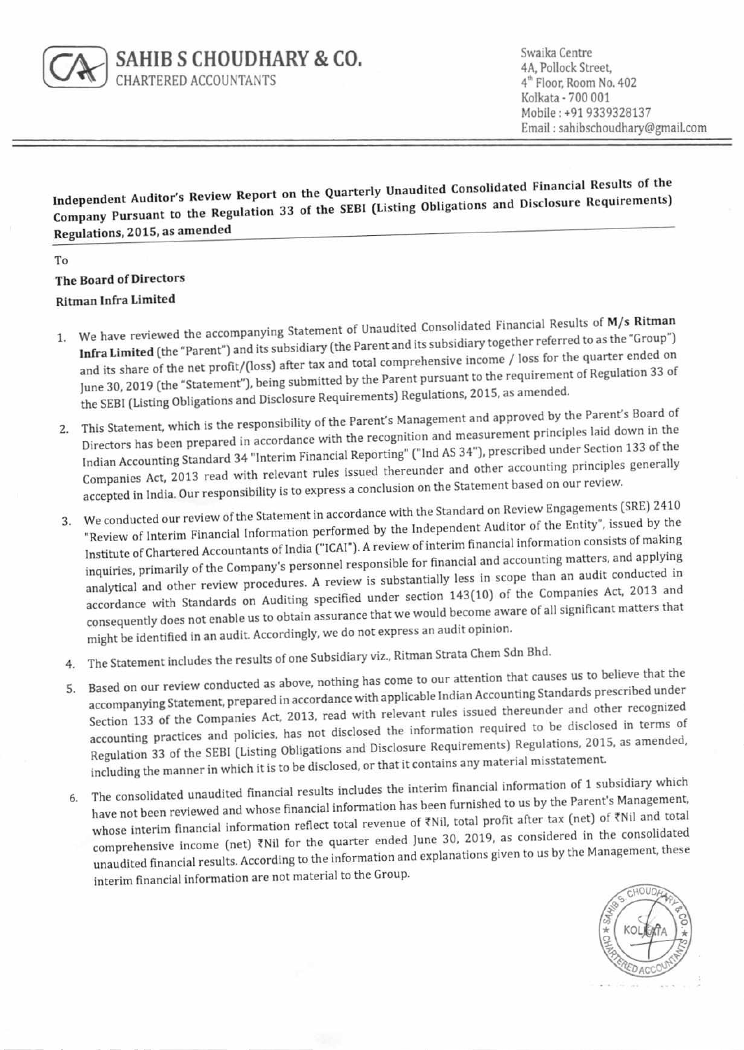**SAHIB S CHOUDHARY & CO.**
CHARTERED ACCOUNTANTS

Swaika Centre
4A, Pollock Street,
4th Floor, Room No. 402
Kolkata - 700 001
Mobile : +91 9339328137
Email : sahibschoudhary@gmail.com

**Independent Auditor's Review Report on the Quarterly Unaudited Consolidated Financial Results of the Company Pursuant to the Regulation 33 of the SEBI (Listing Obligations and Disclosure Requirements) Regulations, 2015, as amended**

To
**The Board of Directors**
**Ritman Infra Limited**

1. We have reviewed the accompanying Statement of Unaudited Consolidated Financial Results of **M/s Ritman Infra Limited** (the "Parent") and its subsidiary (the Parent and its subsidiary together referred to as the "Group") and its share of the net profit/(loss) after tax and total comprehensive income / loss for the quarter ended on June 30, 2019 (the "Statement"), being submitted by the Parent pursuant to the requirement of Regulation 33 of the SEBI (Listing Obligations and Disclosure Requirements) Regulations, 2015, as amended.

2. This Statement, which is the responsibility of the Parent's Management and approved by the Parent's Board of Directors has been prepared in accordance with the recognition and measurement principles laid down in the Indian Accounting Standard 34 "Interim Financial Reporting" ("Ind AS 34"), prescribed under Section 133 of the Companies Act, 2013 read with relevant rules issued thereunder and other accounting principles generally accepted in India. Our responsibility is to express a conclusion on the Statement based on our review.

3. We conducted our review of the Statement in accordance with the Standard on Review Engagements (SRE) 2410 "Review of Interim Financial Information performed by the Independent Auditor of the Entity", issued by the Institute of Chartered Accountants of India ("ICAI"). A review of interim financial information consists of making inquiries, primarily of the Company's personnel responsible for financial and accounting matters, and applying analytical and other review procedures. A review is substantially less in scope than an audit conducted in accordance with Standards on Auditing specified under section 143(10) of the Companies Act, 2013 and consequently does not enable us to obtain assurance that we would become aware of all significant matters that might be identified in an audit. Accordingly, we do not express an audit opinion.

4. The Statement includes the results of one Subsidiary viz., Ritman Strata Chem Sdn Bhd.

5. Based on our review conducted as above, nothing has come to our attention that causes us to believe that the accompanying Statement, prepared in accordance with applicable Indian Accounting Standards prescribed under Section 133 of the Companies Act, 2013, read with relevant rules issued thereunder and other recognized accounting practices and policies, has not disclosed the information required to be disclosed in terms of Regulation 33 of the SEBI (Listing Obligations and Disclosure Requirements) Regulations, 2015, as amended, including the manner in which it is to be disclosed, or that it contains any material misstatement.

6. The consolidated unaudited financial results includes the interim financial information of 1 subsidiary which have not been reviewed and whose financial information has been furnished to us by the Parent's Management, whose interim financial information reflect total revenue of ₹Nil, total profit after tax (net) of ₹Nil and total comprehensive income (net) ₹Nil for the quarter ended June 30, 2019, as considered in the consolidated unaudited financial results. According to the information and explanations given to us by the Management, these interim financial information are not material to the Group.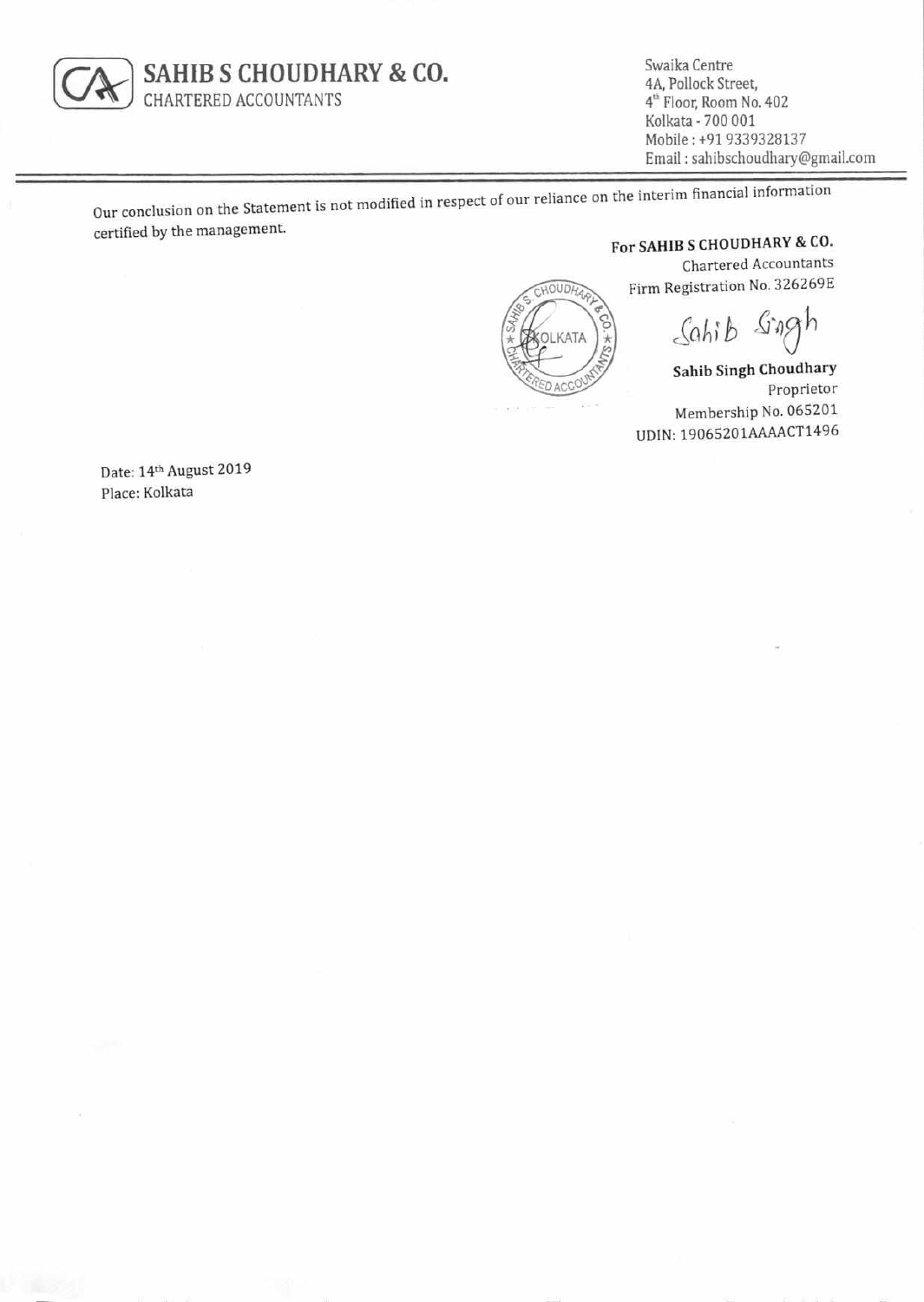Our conclusion on the Statement is not modified in respect of our reliance on the interim financial information certified by the management.

**For SAHIB S CHOUDHARY & CO.**
Chartered Accountants
Firm Registration No. 326269E

Sahib Singh

**Sahib Singh Choudhary**
Proprietor
Membership No. 065201
UDIN: 19065201AAAACT1496

Date: 14th August 2019
Place: Kolkata